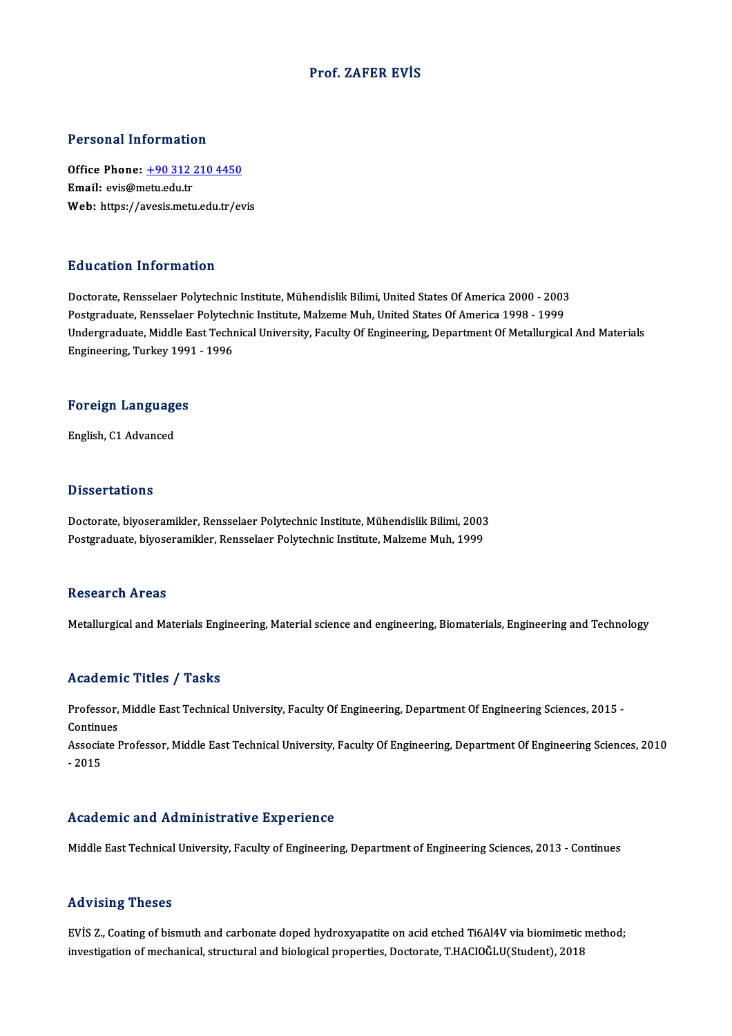# Prof. ZAFER EVİS

## Personal Information

**Office Phone:** +90 312 210 4450
**Email:** evis@metu.edu.tr
**Web:** https://avesis.metu.edu.tr/evis

## Education Information

Doctorate, Rensselaer Polytechnic Institute, Mühendislik Bilimi, United States Of America 2000 - 2003
Postgraduate, Rensselaer Polytechnic Institute, Malzeme Muh, United States Of America 1998 - 1999
Undergraduate, Middle East Technical University, Faculty Of Engineering, Department Of Metallurgical And Materials Engineering, Turkey 1991 - 1996

## Foreign Languages

English, C1 Advanced

## Dissertations

Doctorate, biyoseramikler, Rensselaer Polytechnic Institute, Mühendislik Bilimi, 2003
Postgraduate, biyoseramikler, Rensselaer Polytechnic Institute, Malzeme Muh, 1999

## Research Areas

Metallurgical and Materials Engineering, Material science and engineering, Biomaterials, Engineering and Technology

## Academic Titles / Tasks

Professor, Middle East Technical University, Faculty Of Engineering, Department Of Engineering Sciences, 2015 - Continues
Associate Professor, Middle East Technical University, Faculty Of Engineering, Department Of Engineering Sciences, 2010 - 2015

## Academic and Administrative Experience

Middle East Technical University, Faculty of Engineering, Department of Engineering Sciences, 2013 - Continues

## Advising Theses

EVİS Z., Coating of bismuth and carbonate doped hydroxyapatite on acid etched Ti6Al4V via biomimetic method; investigation of mechanical, structural and biological properties, Doctorate, T.HACIOĞLU(Student), 2018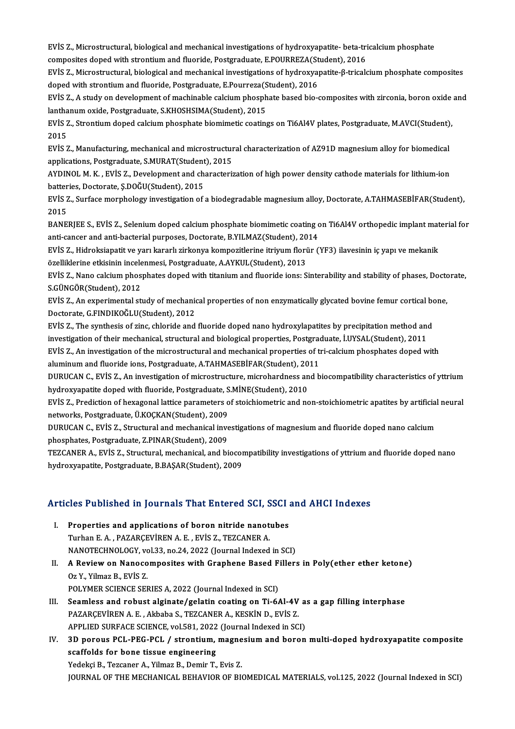EVİS Z., Microstructural, biological and mechanical investigations of hydroxyapatite- beta-tricalcium phosphate composites doped with strontium and fluoride, Postgraduate, E.POURREZA(Student), 2016

EVİS Z., Microstructural, biological and mechanical investigations of hydroxyapatite-β-tricalcium phosphate composites doped with strontium and fluoride, Postgraduate, E.Pourreza(Student), 2016

EVİS Z., A study on development of machinable calcium phosphate based bio-composites with zirconia, boron oxide and lanthanum oxide, Postgraduate, S.KHOSHSIMA(Student), 2015

EVİS Z., Strontium doped calcium phosphate biomimetic coatings on Ti6Al4V plates, Postgraduate, M.AVCI(Student), 2015

EVİS Z., Manufacturing, mechanical and microstructural characterization of AZ91D magnesium alloy for biomedical applications, Postgraduate, S.MURAT(Student), 2015

AYDINOL M. K. , EVİS Z., Development and characterization of high power density cathode materials for lithium-ion batteries, Doctorate, Ş.DOĞU(Student), 2015

EVİS Z., Surface morphology investigation of a biodegradable magnesium alloy, Doctorate, A.TAHMASEBİFAR(Student), 2015

BANERJEE S., EVİS Z., Selenium doped calcium phosphate biomimetic coating on Ti6Al4V orthopedic implant material for anti-cancer and anti-bacterial purposes, Doctorate, B.YILMAZ(Student), 2014

EVİS Z., Hidroksiapatit ve yarı kararlı zirkonya kompozitlerine itriyum florür (YF3) ilavesinin iç yapı ve mekanik özelliklerine etkisinin incelenmesi, Postgraduate, A.AYKUL(Student), 2013

EVİS Z., Nano calcium phosphates doped with titanium and fluoride ions: Sinterability and stability of phases, Doctorate, S.GÜNGÖR(Student), 2012

EVİS Z., An experimental study of mechanical properties of non enzymatically glycated bovine femur cortical bone, Doctorate, G.FINDIKOĞLU(Student), 2012

EVİS Z., The synthesis of zinc, chloride and fluoride doped nano hydroxylapatites by precipitation method and investigation of their mechanical, structural and biological properties, Postgraduate, İ.UYSAL(Student), 2011

EVİS Z., An investigation of the microstructural and mechanical properties of tri-calcium phosphates doped with aluminum and fluoride ions, Postgraduate, A.TAHMASEBİFAR(Student), 2011

DURUCAN C., EVİS Z., An investigation of microstructure, microhardness and biocompatibility characteristics of yttrium hydroxyapatite doped with fluoride, Postgraduate, S.MİNE(Student), 2010

EVİS Z., Prediction of hexagonal lattice parameters of stoichiometric and non-stoichiometric apatites by artificial neural networks, Postgraduate, Ü.KOÇKAN(Student), 2009

DURUCAN C., EVİS Z., Structural and mechanical investigations of magnesium and fluoride doped nano calcium phosphates, Postgraduate, Z.PINAR(Student), 2009

TEZCANER A., EVİS Z., Structural, mechanical, and biocompatibility investigations of yttrium and fluoride doped nano hydroxyapatite, Postgraduate, B.BAŞAR(Student), 2009

## Articles Published in Journals That Entered SCI, SSCI and AHCI Indexes

I. **Properties and applications of boron nitride nanotubes**
   Turhan E. A. , PAZARÇEVİREN A. E. , EVİS Z., TEZCANER A.
   NANOTECHNOLOGY, vol.33, no.24, 2022 (Journal Indexed in SCI)

II. **A Review on Nanocomposites with Graphene Based Fillers in Poly(ether ether ketone)**
   Oz Y., Yilmaz B., EVİS Z.
   POLYMER SCIENCE SERIES A, 2022 (Journal Indexed in SCI)

III. **Seamless and robust alginate/gelatin coating on Ti-6Al-4V as a gap filling interphase**
   PAZARÇEVİREN A. E. , Akbaba S., TEZCANER A., KESKİN D., EVİS Z.
   APPLIED SURFACE SCIENCE, vol.581, 2022 (Journal Indexed in SCI)

IV. **3D porous PCL-PEG-PCL / strontium, magnesium and boron multi-doped hydroxyapatite composite scaffolds for bone tissue engineering**
   Yedekçi B., Tezcaner A., Yilmaz B., Demir T., Evis Z.
   JOURNAL OF THE MECHANICAL BEHAVIOR OF BIOMEDICAL MATERIALS, vol.125, 2022 (Journal Indexed in SCI)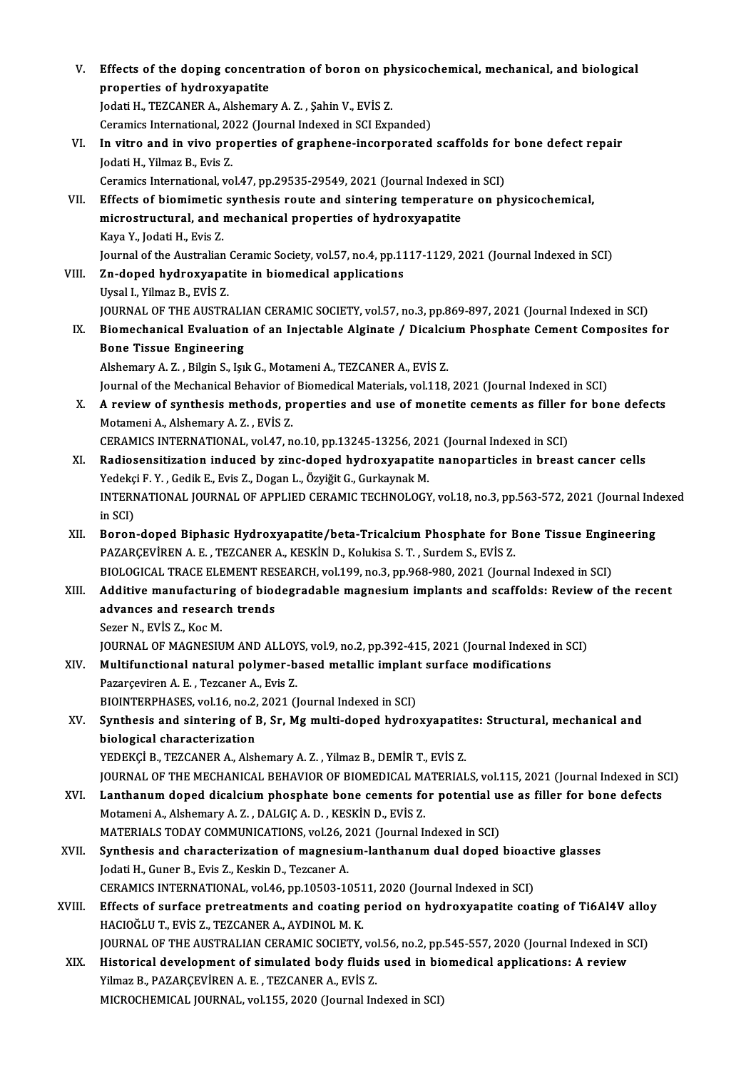V. **Effects of the doping concentration of boron on physicochemical, mechanical, and biological properties of hydroxyapatite**
Jodati H., TEZCANER A., Alshemary A. Z. , Şahin V., EVİS Z.
Ceramics International, 2022 (Journal Indexed in SCI Expanded)

VI. **In vitro and in vivo properties of graphene-incorporated scaffolds for bone defect repair**
Jodati H., Yilmaz B., Evis Z.
Ceramics International, vol.47, pp.29535-29549, 2021 (Journal Indexed in SCI)

VII. **Effects of biomimetic synthesis route and sintering temperature on physicochemical, microstructural, and mechanical properties of hydroxyapatite**
Kaya Y., Jodati H., Evis Z.
Journal of the Australian Ceramic Society, vol.57, no.4, pp.1117-1129, 2021 (Journal Indexed in SCI)

VIII. **Zn-doped hydroxyapatite in biomedical applications**
Uysal I., Yilmaz B., EVİS Z.
JOURNAL OF THE AUSTRALIAN CERAMIC SOCIETY, vol.57, no.3, pp.869-897, 2021 (Journal Indexed in SCI)

IX. **Biomechanical Evaluation of an Injectable Alginate / Dicalcium Phosphate Cement Composites for Bone Tissue Engineering**
Alshemary A. Z. , Bilgin S., Işık G., Motameni A., TEZCANER A., EVİS Z.
Journal of the Mechanical Behavior of Biomedical Materials, vol.118, 2021 (Journal Indexed in SCI)

X. **A review of synthesis methods, properties and use of monetite cements as filler for bone defects**
Motameni A., Alshemary A. Z. , EVİS Z.
CERAMICS INTERNATIONAL, vol.47, no.10, pp.13245-13256, 2021 (Journal Indexed in SCI)

XI. **Radiosensitization induced by zinc-doped hydroxyapatite nanoparticles in breast cancer cells**
Yedekçi F. Y. , Gedik E., Evis Z., Dogan L., Özyiğit G., Gurkaynak M.
INTERNATIONAL JOURNAL OF APPLIED CERAMIC TECHNOLOGY, vol.18, no.3, pp.563-572, 2021 (Journal Indexed in SCI)

XII. **Boron-doped Biphasic Hydroxyapatite/beta-Tricalcium Phosphate for Bone Tissue Engineering**
PAZARÇEVİREN A. E. , TEZCANER A., KESKİN D., Kolukisa S. T. , Surdem S., EVİS Z.
BIOLOGICAL TRACE ELEMENT RESEARCH, vol.199, no.3, pp.968-980, 2021 (Journal Indexed in SCI)

XIII. **Additive manufacturing of biodegradable magnesium implants and scaffolds: Review of the recent advances and research trends**
Sezer N., EVİS Z., Koc M.
JOURNAL OF MAGNESIUM AND ALLOYS, vol.9, no.2, pp.392-415, 2021 (Journal Indexed in SCI)

XIV. **Multifunctional natural polymer-based metallic implant surface modifications**
Pazarçeviren A. E. , Tezcaner A., Evis Z.
BIOINTERPHASES, vol.16, no.2, 2021 (Journal Indexed in SCI)

XV. **Synthesis and sintering of B, Sr, Mg multi-doped hydroxyapatites: Structural, mechanical and biological characterization**
YEDEKÇİ B., TEZCANER A., Alshemary A. Z. , Yilmaz B., DEMİR T., EVİS Z.
JOURNAL OF THE MECHANICAL BEHAVIOR OF BIOMEDICAL MATERIALS, vol.115, 2021 (Journal Indexed in SCI)

XVI. **Lanthanum doped dicalcium phosphate bone cements for potential use as filler for bone defects**
Motameni A., Alshemary A. Z. , DALGIÇ A. D. , KESKİN D., EVİS Z.
MATERIALS TODAY COMMUNICATIONS, vol.26, 2021 (Journal Indexed in SCI)

XVII. **Synthesis and characterization of magnesium-lanthanum dual doped bioactive glasses**
Jodati H., Guner B., Evis Z., Keskin D., Tezcaner A.
CERAMICS INTERNATIONAL, vol.46, pp.10503-10511, 2020 (Journal Indexed in SCI)

XVIII. **Effects of surface pretreatments and coating period on hydroxyapatite coating of Ti6Al4V alloy**
HACIOĞLU T., EVİS Z., TEZCANER A., AYDINOL M. K.
JOURNAL OF THE AUSTRALIAN CERAMIC SOCIETY, vol.56, no.2, pp.545-557, 2020 (Journal Indexed in SCI)

XIX. **Historical development of simulated body fluids used in biomedical applications: A review**
Yilmaz B., PAZARÇEVİREN A. E. , TEZCANER A., EVİS Z.
MICROCHEMICAL JOURNAL, vol.155, 2020 (Journal Indexed in SCI)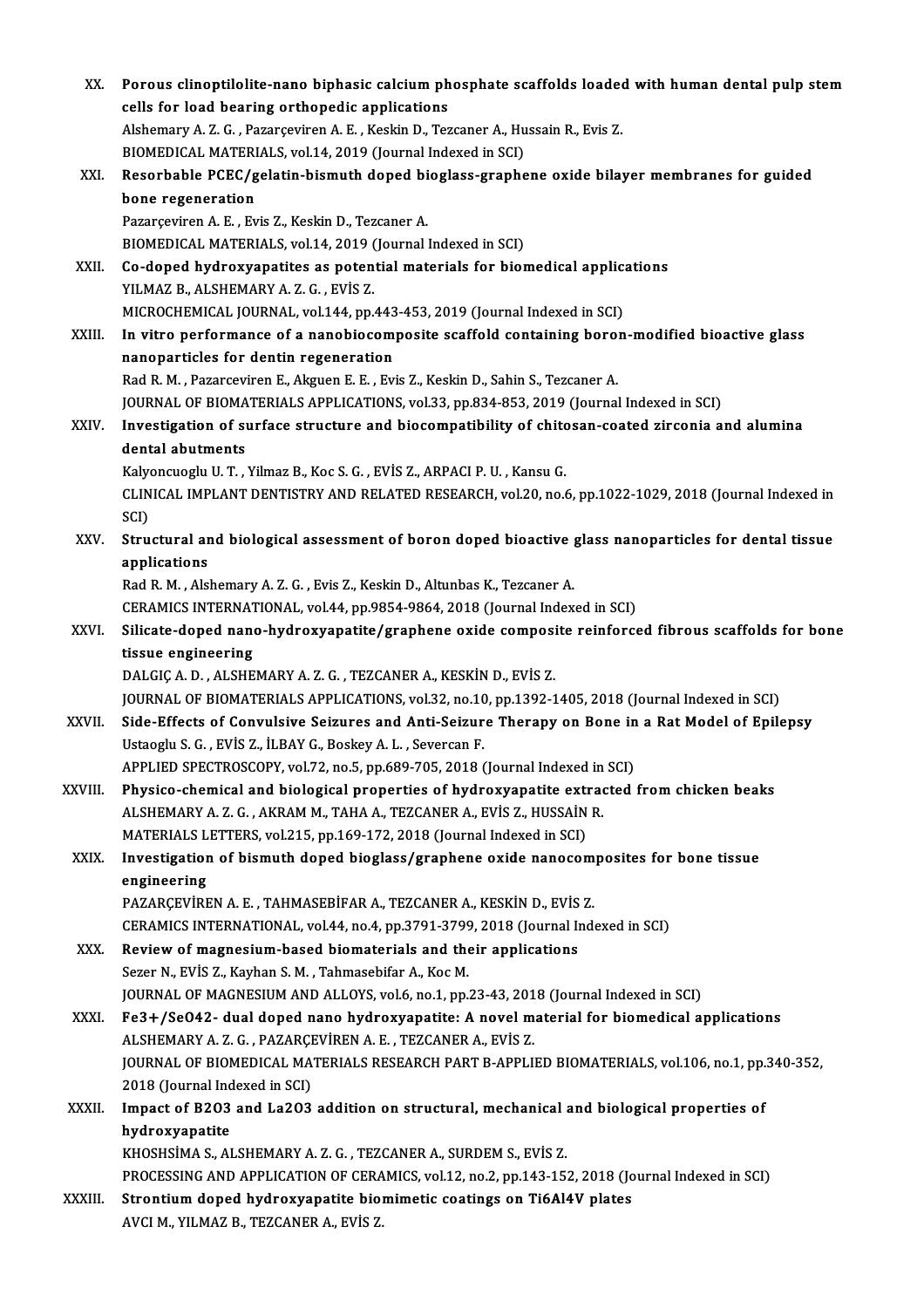XX. **Porous clinoptilolite-nano biphasic calcium phosphate scaffolds loaded with human dental pulp stem cells for load bearing orthopedic applications**
Alshemary A. Z. G. , Pazarçeviren A. E. , Keskin D., Tezcaner A., Hussain R., Evis Z.
BIOMEDICAL MATERIALS, vol.14, 2019 (Journal Indexed in SCI)

XXI. **Resorbable PCEC/gelatin-bismuth doped bioglass-graphene oxide bilayer membranes for guided bone regeneration**
Pazarçeviren A. E. , Evis Z., Keskin D., Tezcaner A.
BIOMEDICAL MATERIALS, vol.14, 2019 (Journal Indexed in SCI)

XXII. **Co-doped hydroxyapatites as potential materials for biomedical applications**
YILMAZ B., ALSHEMARY A. Z. G. , EVİS Z.
MICROCHEMICAL JOURNAL, vol.144, pp.443-453, 2019 (Journal Indexed in SCI)

XXIII. **In vitro performance of a nanobiocomposite scaffold containing boron-modified bioactive glass nanoparticles for dentin regeneration**
Rad R. M. , Pazarceviren E., Akguen E. E. , Evis Z., Keskin D., Sahin S., Tezcaner A.
JOURNAL OF BIOMATERIALS APPLICATIONS, vol.33, pp.834-853, 2019 (Journal Indexed in SCI)

XXIV. **Investigation of surface structure and biocompatibility of chitosan-coated zirconia and alumina dental abutments**
Kalyoncuoglu U. T. , Yilmaz B., Koc S. G. , EVİS Z., ARPACI P. U. , Kansu G.
CLINICAL IMPLANT DENTISTRY AND RELATED RESEARCH, vol.20, no.6, pp.1022-1029, 2018 (Journal Indexed in SCI)

XXV. **Structural and biological assessment of boron doped bioactive glass nanoparticles for dental tissue applications**
Rad R. M. , Alshemary A. Z. G. , Evis Z., Keskin D., Altunbas K., Tezcaner A.
CERAMICS INTERNATIONAL, vol.44, pp.9854-9864, 2018 (Journal Indexed in SCI)

XXVI. **Silicate-doped nano-hydroxyapatite/graphene oxide composite reinforced fibrous scaffolds for bone tissue engineering**
DALGIÇ A. D. , ALSHEMARY A. Z. G. , TEZCANER A., KESKİN D., EVİS Z.
JOURNAL OF BIOMATERIALS APPLICATIONS, vol.32, no.10, pp.1392-1405, 2018 (Journal Indexed in SCI)

XXVII. **Side-Effects of Convulsive Seizures and Anti-Seizure Therapy on Bone in a Rat Model of Epilepsy**
Ustaoglu S. G. , EVİS Z., İLBAY G., Boskey A. L. , Severcan F.
APPLIED SPECTROSCOPY, vol.72, no.5, pp.689-705, 2018 (Journal Indexed in SCI)

XXVIII. **Physico-chemical and biological properties of hydroxyapatite extracted from chicken beaks**
ALSHEMARY A. Z. G. , AKRAM M., TAHA A., TEZCANER A., EVİS Z., HUSSAİN R.
MATERIALS LETTERS, vol.215, pp.169-172, 2018 (Journal Indexed in SCI)

XXIX. **Investigation of bismuth doped bioglass/graphene oxide nanocomposites for bone tissue engineering**
PAZARÇEVİREN A. E. , TAHMASEBİFAR A., TEZCANER A., KESKİN D., EVİS Z.
CERAMICS INTERNATIONAL, vol.44, no.4, pp.3791-3799, 2018 (Journal Indexed in SCI)

XXX. **Review of magnesium-based biomaterials and their applications**
Sezer N., EVİS Z., Kayhan S. M. , Tahmasebifar A., Koc M.
JOURNAL OF MAGNESIUM AND ALLOYS, vol.6, no.1, pp.23-43, 2018 (Journal Indexed in SCI)

XXXI. **$Fe^{3+}$/$SeO_4^{2-}$ dual doped nano hydroxyapatite: A novel material for biomedical applications**
ALSHEMARY A. Z. G. , PAZARÇEVİREN A. E. , TEZCANER A., EVİS Z.
JOURNAL OF BIOMEDICAL MATERIALS RESEARCH PART B-APPLIED BIOMATERIALS, vol.106, no.1, pp.340-352, 2018 (Journal Indexed in SCI)

XXXII. **Impact of $B_2O_3$ and $La_2O_3$ addition on structural, mechanical and biological properties of hydroxyapatite**
KHOSHSİMA S., ALSHEMARY A. Z. G. , TEZCANER A., SURDEM S., EVİS Z.
PROCESSING AND APPLICATION OF CERAMICS, vol.12, no.2, pp.143-152, 2018 (Journal Indexed in SCI)

XXXIII. **Strontium doped hydroxyapatite biomimetic coatings on Ti6Al4V plates**
AVCI M., YILMAZ B., TEZCANER A., EVİS Z.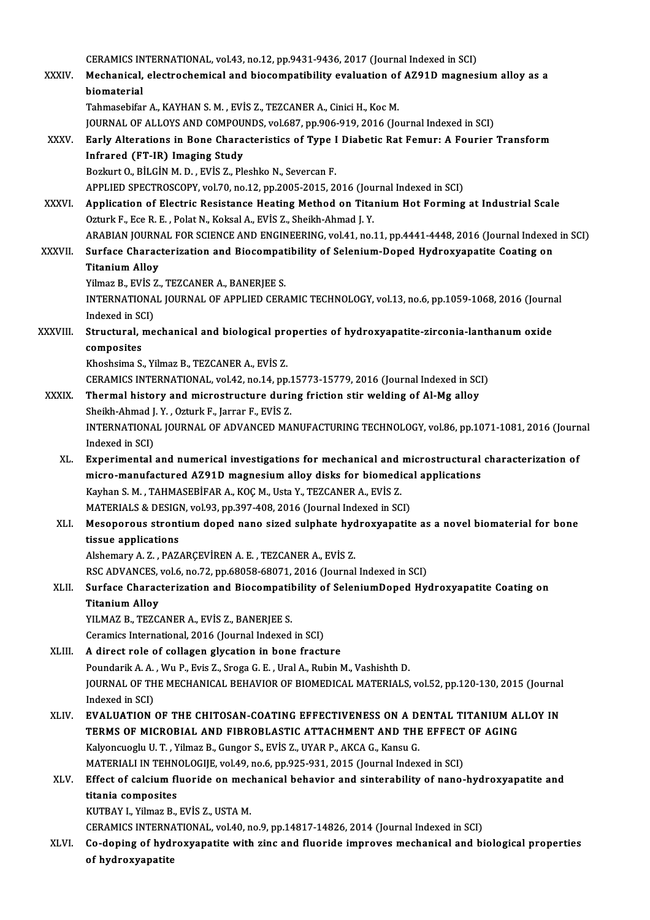CERAMICS INTERNATIONAL, vol.43, no.12, pp.9431-9436, 2017 (Journal Indexed in SCI)

XXXIV. **Mechanical, electrochemical and biocompatibility evaluation of AZ91D magnesium alloy as a biomaterial**
Tahmasebifar A., KAYHAN S. M. , EVİS Z., TEZCANER A., Cinici H., Koc M.
JOURNAL OF ALLOYS AND COMPOUNDS, vol.687, pp.906-919, 2016 (Journal Indexed in SCI)

XXXV. **Early Alterations in Bone Characteristics of Type I Diabetic Rat Femur: A Fourier Transform Infrared (FT-IR) Imaging Study**
Bozkurt O., BİLGİN M. D. , EVİS Z., Pleshko N., Severcan F.
APPLIED SPECTROSCOPY, vol.70, no.12, pp.2005-2015, 2016 (Journal Indexed in SCI)

XXXVI. **Application of Electric Resistance Heating Method on Titanium Hot Forming at Industrial Scale**
Ozturk F., Ece R. E. , Polat N., Koksal A., EVİS Z., Sheikh-Ahmad J. Y.
ARABIAN JOURNAL FOR SCIENCE AND ENGINEERING, vol.41, no.11, pp.4441-4448, 2016 (Journal Indexed in SCI)

XXXVII. **Surface Characterization and Biocompatibility of Selenium-Doped Hydroxyapatite Coating on Titanium Alloy**
Yilmaz B., EVİS Z., TEZCANER A., BANERJEE S.
INTERNATIONAL JOURNAL OF APPLIED CERAMIC TECHNOLOGY, vol.13, no.6, pp.1059-1068, 2016 (Journal Indexed in SCI)

XXXVIII. **Structural, mechanical and biological properties of hydroxyapatite-zirconia-lanthanum oxide composites**
Khoshsima S., Yilmaz B., TEZCANER A., EVİS Z.
CERAMICS INTERNATIONAL, vol.42, no.14, pp.15773-15779, 2016 (Journal Indexed in SCI)

XXXIX. **Thermal history and microstructure during friction stir welding of Al-Mg alloy**
Sheikh-Ahmad J. Y. , Ozturk F., Jarrar F., EVİS Z.
INTERNATIONAL JOURNAL OF ADVANCED MANUFACTURING TECHNOLOGY, vol.86, pp.1071-1081, 2016 (Journal Indexed in SCI)

XL. **Experimental and numerical investigations for mechanical and microstructural characterization of micro-manufactured AZ91D magnesium alloy disks for biomedical applications**
Kayhan S. M. , TAHMASEBİFAR A., KOÇ M., Usta Y., TEZCANER A., EVİS Z.
MATERIALS & DESIGN, vol.93, pp.397-408, 2016 (Journal Indexed in SCI)

XLI. **Mesoporous strontium doped nano sized sulphate hydroxyapatite as a novel biomaterial for bone tissue applications**
Alshemary A. Z. , PAZARÇEVİREN A. E. , TEZCANER A., EVİS Z.
RSC ADVANCES, vol.6, no.72, pp.68058-68071, 2016 (Journal Indexed in SCI)

XLII. **Surface Characterization and Biocompatibility of SeleniumDoped Hydroxyapatite Coating on Titanium Alloy**
YILMAZ B., TEZCANER A., EVİS Z., BANERJEE S.
Ceramics International, 2016 (Journal Indexed in SCI)

XLIII. **A direct role of collagen glycation in bone fracture**
Poundarik A. A. , Wu P., Evis Z., Sroga G. E. , Ural A., Rubin M., Vashishth D.
JOURNAL OF THE MECHANICAL BEHAVIOR OF BIOMEDICAL MATERIALS, vol.52, pp.120-130, 2015 (Journal Indexed in SCI)

XLIV. **EVALUATION OF THE CHITOSAN-COATING EFFECTIVENESS ON A DENTAL TITANIUM ALLOY IN TERMS OF MICROBIAL AND FIBROBLASTIC ATTACHMENT AND THE EFFECT OF AGING**
Kalyoncuoglu U. T. , Yilmaz B., Gungor S., EVİS Z., UYAR P., AKCA G., Kansu G.
MATERIALI IN TEHNOLOGIJE, vol.49, no.6, pp.925-931, 2015 (Journal Indexed in SCI)

XLV. **Effect of calcium fluoride on mechanical behavior and sinterability of nano-hydroxyapatite and titania composites**
KUTBAY I., Yilmaz B., EVİS Z., USTA M.
CERAMICS INTERNATIONAL, vol.40, no.9, pp.14817-14826, 2014 (Journal Indexed in SCI)

XLVI. **Co-doping of hydroxyapatite with zinc and fluoride improves mechanical and biological properties of hydroxyapatite**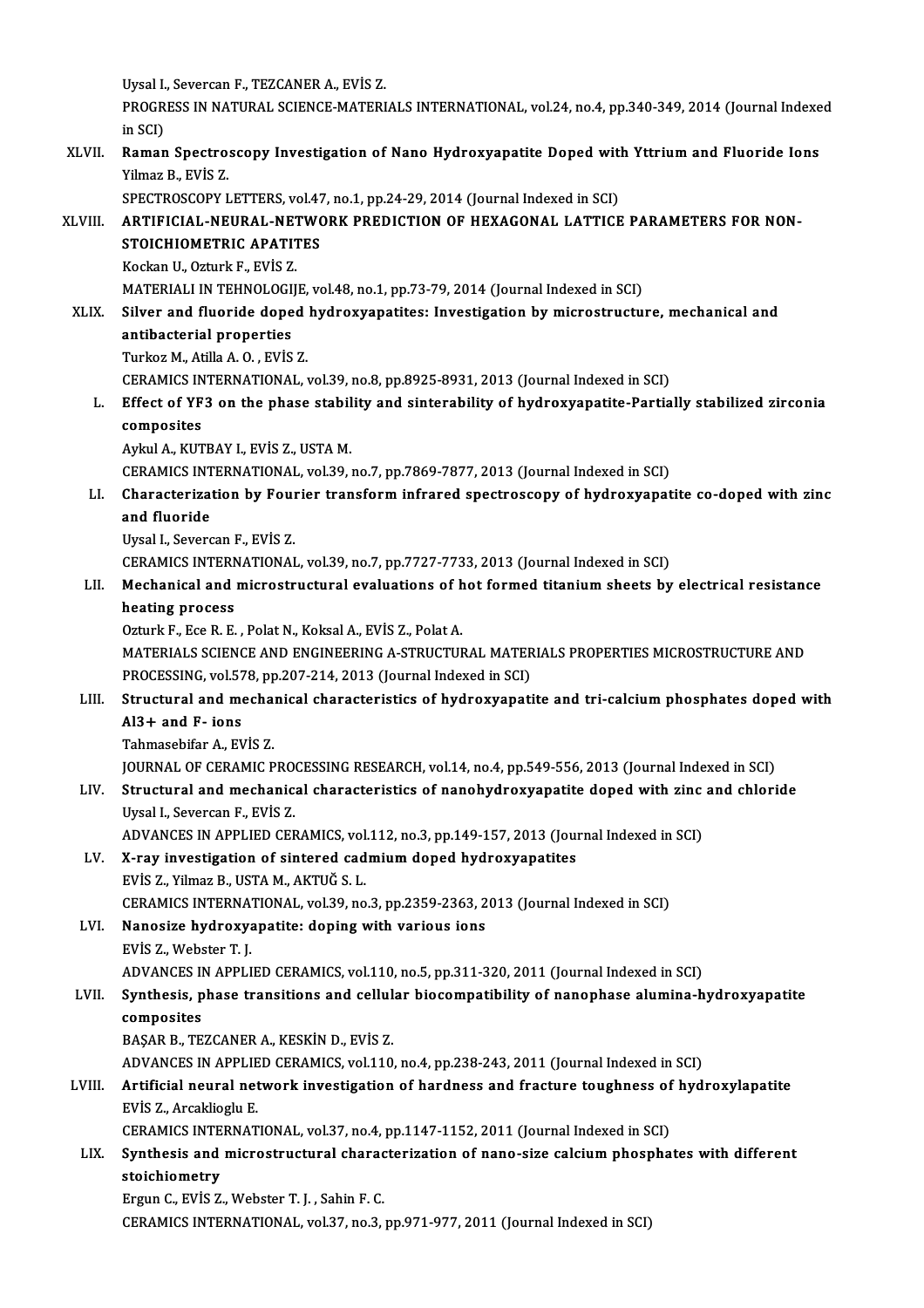Uysal I., Severcan F., TEZCANER A., EVİS Z.
PROGRESS IN NATURAL SCIENCE-MATERIALS INTERNATIONAL, vol.24, no.4, pp.340-349, 2014 (Journal Indexed in SCI)

XLVII. **Raman Spectroscopy Investigation of Nano Hydroxyapatite Doped with Yttrium and Fluoride Ions**
Yilmaz B., EVİS Z.
SPECTROSCOPY LETTERS, vol.47, no.1, pp.24-29, 2014 (Journal Indexed in SCI)

XLVIII. **ARTIFICIAL-NEURAL-NETWORK PREDICTION OF HEXAGONAL LATTICE PARAMETERS FOR NON-STOICHIOMETRIC APATITES**
Kockan U., Ozturk F., EVİS Z.
MATERIALI IN TEHNOLOGIJE, vol.48, no.1, pp.73-79, 2014 (Journal Indexed in SCI)

XLIX. **Silver and fluoride doped hydroxyapatites: Investigation by microstructure, mechanical and antibacterial properties**
Turkoz M., Atilla A. O. , EVİS Z.
CERAMICS INTERNATIONAL, vol.39, no.8, pp.8925-8931, 2013 (Journal Indexed in SCI)

L. **Effect of YF3 on the phase stability and sinterability of hydroxyapatite-Partially stabilized zirconia composites**
Aykul A., KUTBAY I., EVİS Z., USTA M.
CERAMICS INTERNATIONAL, vol.39, no.7, pp.7869-7877, 2013 (Journal Indexed in SCI)

LI. **Characterization by Fourier transform infrared spectroscopy of hydroxyapatite co-doped with zinc and fluoride**
Uysal I., Severcan F., EVİS Z.
CERAMICS INTERNATIONAL, vol.39, no.7, pp.7727-7733, 2013 (Journal Indexed in SCI)

LII. **Mechanical and microstructural evaluations of hot formed titanium sheets by electrical resistance heating process**
Ozturk F., Ece R. E. , Polat N., Koksal A., EVİS Z., Polat A.
MATERIALS SCIENCE AND ENGINEERING A-STRUCTURAL MATERIALS PROPERTIES MICROSTRUCTURE AND PROCESSING, vol.578, pp.207-214, 2013 (Journal Indexed in SCI)

LIII. **Structural and mechanical characteristics of hydroxyapatite and tri-calcium phosphates doped with Al3+ and F- ions**
Tahmasebifar A., EVİS Z.
JOURNAL OF CERAMIC PROCESSING RESEARCH, vol.14, no.4, pp.549-556, 2013 (Journal Indexed in SCI)

LIV. **Structural and mechanical characteristics of nanohydroxyapatite doped with zinc and chloride**
Uysal I., Severcan F., EVİS Z.
ADVANCES IN APPLIED CERAMICS, vol.112, no.3, pp.149-157, 2013 (Journal Indexed in SCI)

LV. **X-ray investigation of sintered cadmium doped hydroxyapatites**
EVİS Z., Yilmaz B., USTA M., AKTUĞ S. L.
CERAMICS INTERNATIONAL, vol.39, no.3, pp.2359-2363, 2013 (Journal Indexed in SCI)

LVI. **Nanosize hydroxyapatite: doping with various ions**
EVİS Z., Webster T. J.
ADVANCES IN APPLIED CERAMICS, vol.110, no.5, pp.311-320, 2011 (Journal Indexed in SCI)

LVII. **Synthesis, phase transitions and cellular biocompatibility of nanophase alumina-hydroxyapatite composites**
BAŞAR B., TEZCANER A., KESKİN D., EVİS Z.
ADVANCES IN APPLIED CERAMICS, vol.110, no.4, pp.238-243, 2011 (Journal Indexed in SCI)

LVIII. **Artificial neural network investigation of hardness and fracture toughness of hydroxylapatite**
EVİS Z., Arcaklioglu E.
CERAMICS INTERNATIONAL, vol.37, no.4, pp.1147-1152, 2011 (Journal Indexed in SCI)

LIX. **Synthesis and microstructural characterization of nano-size calcium phosphates with different stoichiometry**
Ergun C., EVİS Z., Webster T. J. , Sahin F. C.
CERAMICS INTERNATIONAL, vol.37, no.3, pp.971-977, 2011 (Journal Indexed in SCI)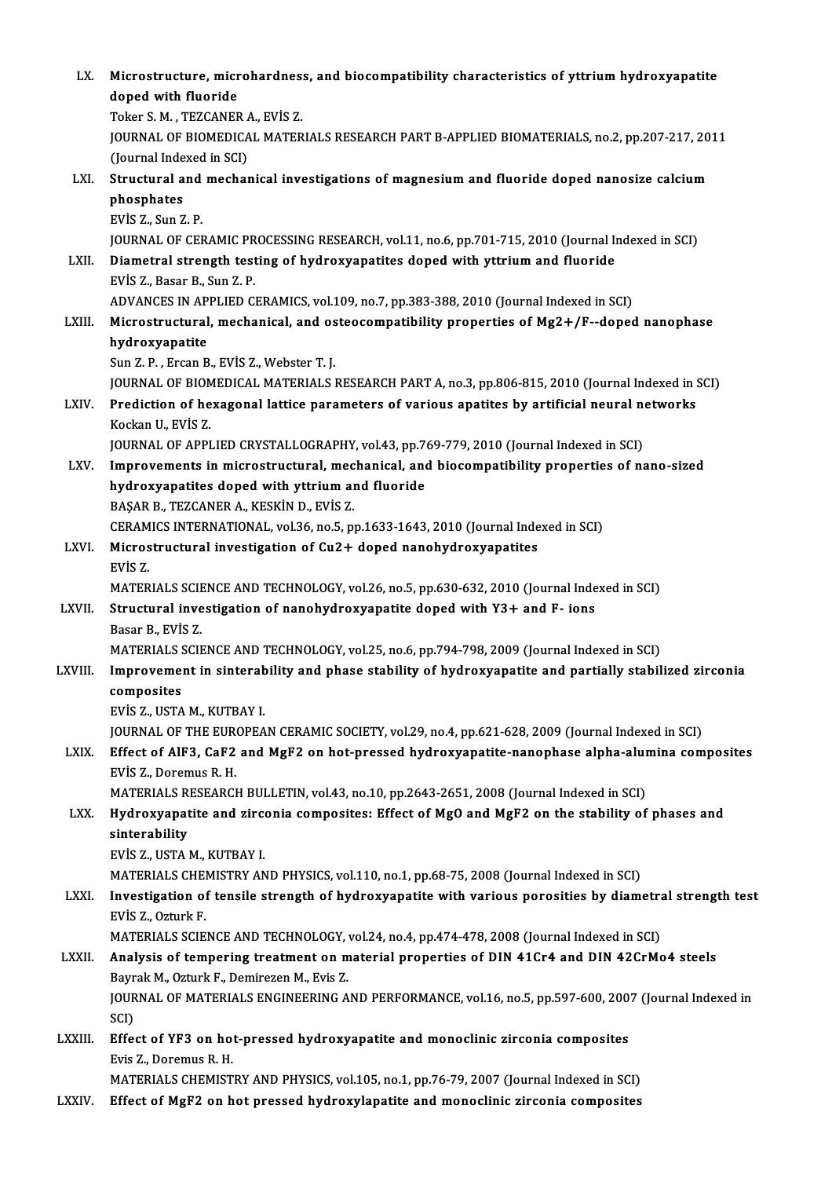LX. **Microstructure, microhardness, and biocompatibility characteristics of yttrium hydroxyapatite doped with fluoride**
Toker S. M. , TEZCANER A., EVİS Z.
JOURNAL OF BIOMEDICAL MATERIALS RESEARCH PART B-APPLIED BIOMATERIALS, no.2, pp.207-217, 2011 (Journal Indexed in SCI)

LXI. **Structural and mechanical investigations of magnesium and fluoride doped nanosize calcium phosphates**
EVİS Z., Sun Z. P.
JOURNAL OF CERAMIC PROCESSING RESEARCH, vol.11, no.6, pp.701-715, 2010 (Journal Indexed in SCI)

LXII. **Diametral strength testing of hydroxyapatites doped with yttrium and fluoride**
EVİS Z., Basar B., Sun Z. P.
ADVANCES IN APPLIED CERAMICS, vol.109, no.7, pp.383-388, 2010 (Journal Indexed in SCI)

LXIII. **Microstructural, mechanical, and osteocompatibility properties of $Mg^{2+}/F^{-}$-doped nanophase hydroxyapatite**
Sun Z. P. , Ercan B., EVİS Z., Webster T. J.
JOURNAL OF BIOMEDICAL MATERIALS RESEARCH PART A, no.3, pp.806-815, 2010 (Journal Indexed in SCI)

LXIV. **Prediction of hexagonal lattice parameters of various apatites by artificial neural networks**
Kockan U., EVİS Z.
JOURNAL OF APPLIED CRYSTALLOGRAPHY, vol.43, pp.769-779, 2010 (Journal Indexed in SCI)

LXV. **Improvements in microstructural, mechanical, and biocompatibility properties of nano-sized hydroxyapatites doped with yttrium and fluoride**
BAŞAR B., TEZCANER A., KESKİN D., EVİS Z.
CERAMICS INTERNATIONAL, vol.36, no.5, pp.1633-1643, 2010 (Journal Indexed in SCI)

LXVI. **Microstructural investigation of $Cu^{2+}$ doped nanohydroxyapatites**
EVİS Z.
MATERIALS SCIENCE AND TECHNOLOGY, vol.26, no.5, pp.630-632, 2010 (Journal Indexed in SCI)

LXVII. **Structural investigation of nanohydroxyapatite doped with $Y^{3+}$ and $F^{-}$ ions**
Basar B., EVİS Z.
MATERIALS SCIENCE AND TECHNOLOGY, vol.25, no.6, pp.794-798, 2009 (Journal Indexed in SCI)

LXVIII. **Improvement in sinterability and phase stability of hydroxyapatite and partially stabilized zirconia composites**
EVİS Z., USTA M., KUTBAY I.
JOURNAL OF THE EUROPEAN CERAMIC SOCIETY, vol.29, no.4, pp.621-628, 2009 (Journal Indexed in SCI)

LXIX. **Effect of $AlF_3$, $CaF_2$ and $MgF_2$ on hot-pressed hydroxyapatite-nanophase alpha-alumina composites**
EVİS Z., Doremus R. H.
MATERIALS RESEARCH BULLETIN, vol.43, no.10, pp.2643-2651, 2008 (Journal Indexed in SCI)

LXX. **Hydroxyapatite and zirconia composites: Effect of MgO and $MgF_2$ on the stability of phases and sinterability**
EVİS Z., USTA M., KUTBAY I.
MATERIALS CHEMISTRY AND PHYSICS, vol.110, no.1, pp.68-75, 2008 (Journal Indexed in SCI)

LXXI. **Investigation of tensile strength of hydroxyapatite with various porosities by diametral strength test**
EVİS Z., Ozturk F.
MATERIALS SCIENCE AND TECHNOLOGY, vol.24, no.4, pp.474-478, 2008 (Journal Indexed in SCI)

LXXII. **Analysis of tempering treatment on material properties of DIN 41Cr4 and DIN 42CrMo4 steels**
Bayrak M., Ozturk F., Demirezen M., Evis Z.
JOURNAL OF MATERIALS ENGINEERING AND PERFORMANCE, vol.16, no.5, pp.597-600, 2007 (Journal Indexed in SCI)

LXXIII. **Effect of $YF_3$ on hot-pressed hydroxyapatite and monoclinic zirconia composites**
Evis Z., Doremus R. H.
MATERIALS CHEMISTRY AND PHYSICS, vol.105, no.1, pp.76-79, 2007 (Journal Indexed in SCI)

LXXIV. **Effect of $MgF_2$ on hot pressed hydroxylapatite and monoclinic zirconia composites**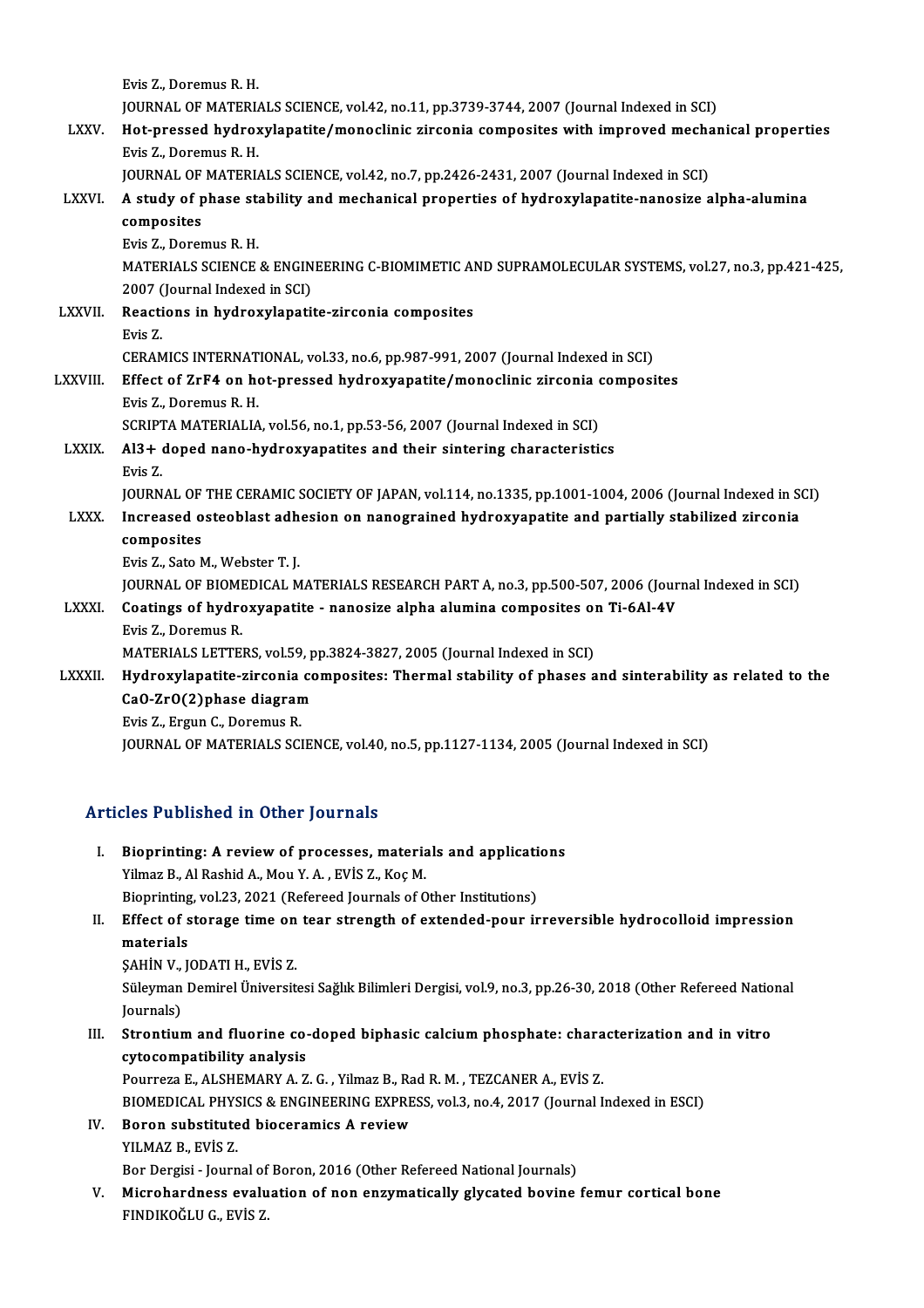Evis Z., Doremus R. H.
JOURNAL OF MATERIALS SCIENCE, vol.42, no.11, pp.3739-3744, 2007 (Journal Indexed in SCI)

LXXV. **Hot-pressed hydroxylapatite/monoclinic zirconia composites with improved mechanical properties**
Evis Z., Doremus R. H.
JOURNAL OF MATERIALS SCIENCE, vol.42, no.7, pp.2426-2431, 2007 (Journal Indexed in SCI)

LXXVI. **A study of phase stability and mechanical properties of hydroxylapatite-nanosize alpha-alumina composites**
Evis Z., Doremus R. H.
MATERIALS SCIENCE & ENGINEERING C-BIOMIMETIC AND SUPRAMOLECULAR SYSTEMS, vol.27, no.3, pp.421-425, 2007 (Journal Indexed in SCI)

LXXVII. **Reactions in hydroxylapatite-zirconia composites**
Evis Z.
CERAMICS INTERNATIONAL, vol.33, no.6, pp.987-991, 2007 (Journal Indexed in SCI)

LXXVIII. **Effect of ZrF4 on hot-pressed hydroxyapatite/monoclinic zirconia composites**
Evis Z., Doremus R. H.
SCRIPTA MATERIALIA, vol.56, no.1, pp.53-56, 2007 (Journal Indexed in SCI)

LXXIX. **Al3+ doped nano-hydroxyapatites and their sintering characteristics**
Evis Z.
JOURNAL OF THE CERAMIC SOCIETY OF JAPAN, vol.114, no.1335, pp.1001-1004, 2006 (Journal Indexed in SCI)

LXXX. **Increased osteoblast adhesion on nanograined hydroxyapatite and partially stabilized zirconia composites**
Evis Z., Sato M., Webster T. J.
JOURNAL OF BIOMEDICAL MATERIALS RESEARCH PART A, no.3, pp.500-507, 2006 (Journal Indexed in SCI)

LXXXI. **Coatings of hydroxyapatite - nanosize alpha alumina composites on Ti-6Al-4V**
Evis Z., Doremus R.
MATERIALS LETTERS, vol.59, pp.3824-3827, 2005 (Journal Indexed in SCI)

LXXXII. **Hydroxylapatite-zirconia composites: Thermal stability of phases and sinterability as related to the CaO-ZrO(2)phase diagram**
Evis Z., Ergun C., Doremus R.
JOURNAL OF MATERIALS SCIENCE, vol.40, no.5, pp.1127-1134, 2005 (Journal Indexed in SCI)

## Articles Published in Other Journals

I. **Bioprinting: A review of processes, materials and applications**
Yilmaz B., Al Rashid A., Mou Y. A. , EVİS Z., Koç M.
Bioprinting, vol.23, 2021 (Refereed Journals of Other Institutions)

II. **Effect of storage time on tear strength of extended-pour irreversible hydrocolloid impression materials**
ŞAHİN V., JODATI H., EVİS Z.
Süleyman Demirel Üniversitesi Sağlık Bilimleri Dergisi, vol.9, no.3, pp.26-30, 2018 (Other Refereed National Journals)

III. **Strontium and fluorine co-doped biphasic calcium phosphate: characterization and in vitro cytocompatibility analysis**
Pourreza E., ALSHEMARY A. Z. G. , Yilmaz B., Rad R. M. , TEZCANER A., EVİS Z.
BIOMEDICAL PHYSICS & ENGINEERING EXPRESS, vol.3, no.4, 2017 (Journal Indexed in ESCI)

IV. **Boron substituted bioceramics A review**
YILMAZ B., EVİS Z.
Bor Dergisi - Journal of Boron, 2016 (Other Refereed National Journals)

V. **Microhardness evaluation of non enzymatically glycated bovine femur cortical bone**
FINDIKOĞLU G., EVİS Z.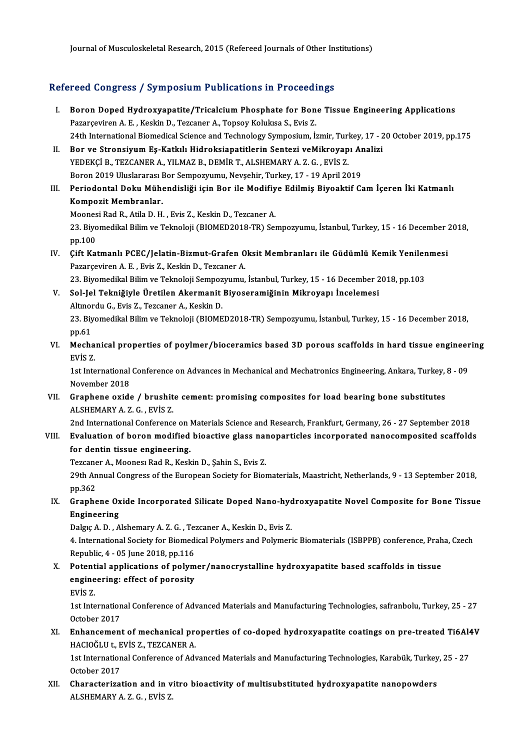Journal of Musculoskeletal Research, 2015 (Refereed Journals of Other Institutions)

## Refereed Congress / Symposium Publications in Proceedings

I. **Boron Doped Hydroxyapatite/Tricalcium Phosphate for Bone Tissue Engineering Applications**
   Pazarçeviren A. E. , Keskin D., Tezcaner A., Topsoy Kolukısa S., Evis Z.
   24th International Biomedical Science and Technology Symposium, İzmir, Turkey, 17 - 20 October 2019, pp.175

II. **Bor ve Stronsiyum Eş-Katkılı Hidroksiapatitlerin Sentezi veMikroyapı Analizi**
   YEDEKÇİ B., TEZCANER A., YILMAZ B., DEMİR T., ALSHEMARY A. Z. G. , EVİS Z.
   Boron 2019 Uluslararası Bor Sempozyumu, Nevşehir, Turkey, 17 - 19 April 2019

III. **Periodontal Doku Mühendisliği için Bor ile Modifiye Edilmiş Biyoaktif Cam İçeren İki Katmanlı Kompozit Membranlar.**
   Moonesi Rad R., Atila D. H. , Evis Z., Keskin D., Tezcaner A.
   23. Biyomedikal Bilim ve Teknoloji (BIOMED2018-TR) Sempozyumu, İstanbul, Turkey, 15 - 16 December 2018, pp.100

IV. **Çift Katmanlı PCEC/Jelatin-Bizmut-Grafen Oksit Membranları ile Güdümlü Kemik Yenilenmesi**
   Pazarçeviren A. E. , Evis Z., Keskin D., Tezcaner A.
   23. Biyomedikal Bilim ve Teknoloji Sempozyumu, İstanbul, Turkey, 15 - 16 December 2018, pp.103

V. **Sol-Jel Tekniğiyle Üretilen Akermanit Biyoseramiğinin Mikroyapı İncelemesi**
   Altınordu G., Evis Z., Tezcaner A., Keskin D.
   23. Biyomedikal Bilim ve Teknoloji (BIOMED2018-TR) Sempozyumu, İstanbul, Turkey, 15 - 16 December 2018, pp.61

VI. **Mechanical properties of poylmer/bioceramics based 3D porous scaffolds in hard tissue engineering**
   EVİS Z.
   1st International Conference on Advances in Mechanical and Mechatronics Engineering, Ankara, Turkey, 8 - 09 November 2018

VII. **Graphene oxide / brushite cement: promising composites for load bearing bone substitutes**
   ALSHEMARY A. Z. G. , EVİS Z.
   2nd International Conference on Materials Science and Research, Frankfurt, Germany, 26 - 27 September 2018

VIII. **Evaluation of boron modified bioactive glass nanoparticles incorporated nanocomposited scaffolds for dentin tissue engineering.**
   Tezcaner A., Moonesı Rad R., Keskin D., Şahin S., Evis Z.
   29th Annual Congress of the European Society for Biomaterials, Maastricht, Netherlands, 9 - 13 September 2018, pp.362

IX. **Graphene Oxide Incorporated Silicate Doped Nano-hydroxyapatite Novel Composite for Bone Tissue Engineering**
   Dalgıç A. D. , Alshemary A. Z. G. , Tezcaner A., Keskin D., Evis Z.
   4. International Society for Biomedical Polymers and Polymeric Biomaterials (ISBPPB) conference, Praha, Czech Republic, 4 - 05 June 2018, pp.116

X. **Potential applications of polymer/nanocrystalline hydroxyapatite based scaffolds in tissue engineering: effect of porosity**
   EVİS Z.
   1st International Conference of Advanced Materials and Manufacturing Technologies, safranbolu, Turkey, 25 - 27 October 2017

XI. **Enhancement of mechanical properties of co-doped hydroxyapatite coatings on pre-treated Ti6Al4V**
   HACIOĞLU t., EVİS Z., TEZCANER A.
   1st International Conference of Advanced Materials and Manufacturing Technologies, Karabük, Turkey, 25 - 27 October 2017

XII. **Characterization and in vitro bioactivity of multisubstituted hydroxyapatite nanopowders**
   ALSHEMARY A. Z. G. , EVİS Z.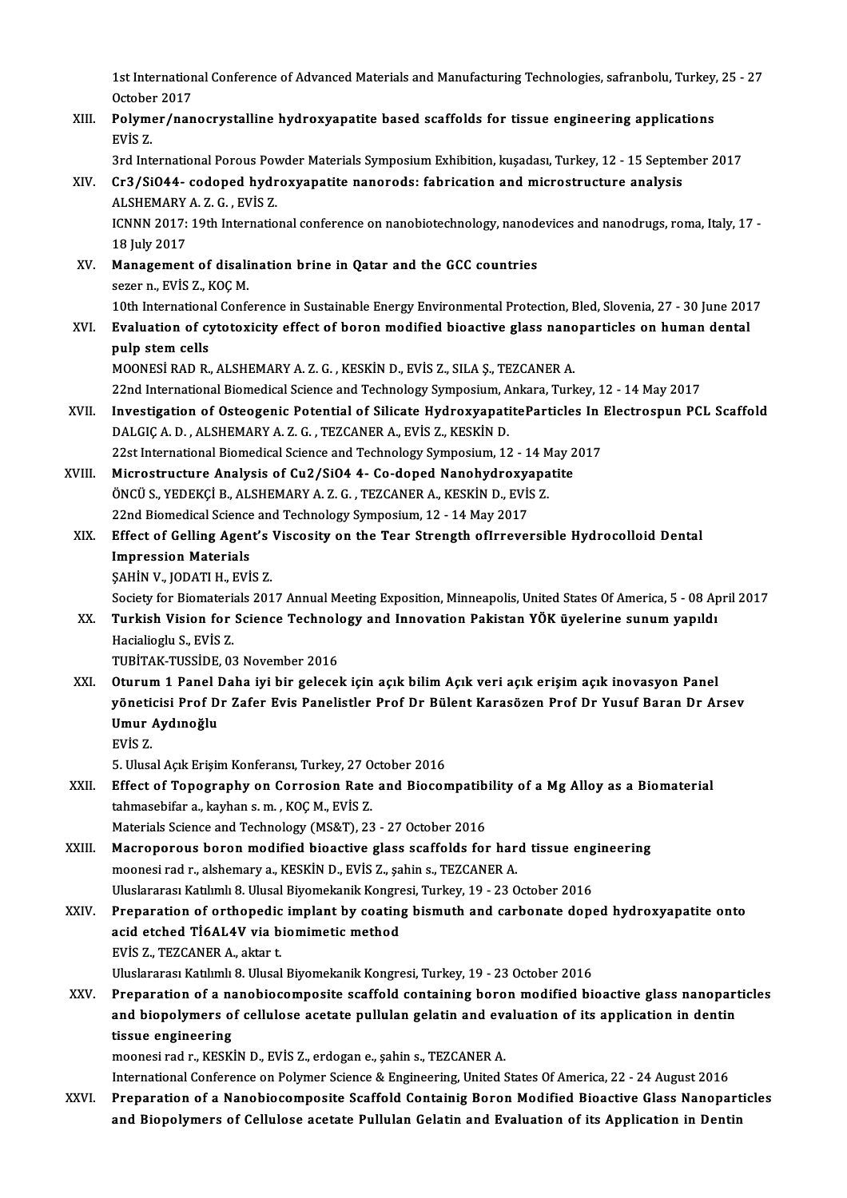1st International Conference of Advanced Materials and Manufacturing Technologies, safranbolu, Turkey, 25 - 27 October 2017

XIII. **Polymer/nanocrystalline hydroxyapatite based scaffolds for tissue engineering applications**
EVİS Z.
3rd International Porous Powder Materials Symposium Exhibition, kuşadası, Turkey, 12 - 15 September 2017

XIV. **Cr3/SiO44- codoped hydroxyapatite nanorods: fabrication and microstructure analysis**
ALSHEMARY A. Z. G. , EVİS Z.
ICNNN 2017: 19th International conference on nanobiotechnology, nanodevices and nanodrugs, roma, Italy, 17 - 18 July 2017

XV. **Management of disalination brine in Qatar and the GCC countries**
sezer n., EVİS Z., KOÇ M.
10th International Conference in Sustainable Energy Environmental Protection, Bled, Slovenia, 27 - 30 June 2017

XVI. **Evaluation of cytotoxicity effect of boron modified bioactive glass nanoparticles on human dental pulp stem cells**
MOONESİ RAD R., ALSHEMARY A. Z. G. , KESKİN D., EVİS Z., SILA Ş., TEZCANER A.
22nd International Biomedical Science and Technology Symposium, Ankara, Turkey, 12 - 14 May 2017

XVII. **Investigation of Osteogenic Potential of Silicate HydroxyapatiteParticles In Electrospun PCL Scaffold**
DALGIÇ A. D. , ALSHEMARY A. Z. G. , TEZCANER A., EVİS Z., KESKİN D.
22st International Biomedical Science and Technology Symposium, 12 - 14 May 2017

XVIII. **Microstructure Analysis of Cu2/SiO4 4- Co-doped Nanohydroxyapatite**
ÖNCÜ S., YEDEKÇİ B., ALSHEMARY A. Z. G. , TEZCANER A., KESKİN D., EVİS Z.
22nd Biomedical Science and Technology Symposium, 12 - 14 May 2017

XIX. **Effect of Gelling Agent's Viscosity on the Tear Strength ofIrreversible Hydrocolloid Dental Impression Materials**
ŞAHİN V., JODATI H., EVİS Z.
Society for Biomaterials 2017 Annual Meeting Exposition, Minneapolis, United States Of America, 5 - 08 April 2017

XX. **Turkish Vision for Science Technology and Innovation Pakistan YÖK üyelerine sunum yapıldı**
Hacialioglu S., EVİS Z.
TUBİTAK-TUSSİDE, 03 November 2016

XXI. **Oturum 1 Panel Daha iyi bir gelecek için açık bilim Açık veri açık erişim açık inovasyon Panel yöneticisi Prof Dr Zafer Evis Panelistler Prof Dr Bülent Karasözen Prof Dr Yusuf Baran Dr Arsev Umur Aydınoğlu**
EVİS Z.
5. Ulusal Açık Erişim Konferansı, Turkey, 27 October 2016

XXII. **Effect of Topography on Corrosion Rate and Biocompatibility of a Mg Alloy as a Biomaterial**
tahmasebifar a., kayhan s. m. , KOÇ M., EVİS Z.
Materials Science and Technology (MS&T), 23 - 27 October 2016

XXIII. **Macroporous boron modified bioactive glass scaffolds for hard tissue engineering**
moonesi rad r., alshemary a., KESKİN D., EVİS Z., şahin s., TEZCANER A.
Uluslararası Katılımlı 8. Ulusal Biyomekanik Kongresi, Turkey, 19 - 23 October 2016

XXIV. **Preparation of orthopedic implant by coating bismuth and carbonate doped hydroxyapatite onto acid etched Tİ6AL4V via biomimetic method**
EVİS Z., TEZCANER A., aktar t.
Uluslararası Katılımlı 8. Ulusal Biyomekanik Kongresi, Turkey, 19 - 23 October 2016

XXV. **Preparation of a nanobiocomposite scaffold containing boron modified bioactive glass nanoparticles and biopolymers of cellulose acetate pullulan gelatin and evaluation of its application in dentin tissue engineering**
moonesi rad r., KESKİN D., EVİS Z., erdogan e., şahin s., TEZCANER A.
International Conference on Polymer Science & Engineering, United States Of America, 22 - 24 August 2016

XXVI. **Preparation of a Nanobiocomposite Scaffold Containig Boron Modified Bioactive Glass Nanoparticles and Biopolymers of Cellulose acetate Pullulan Gelatin and Evaluation of its Application in Dentin**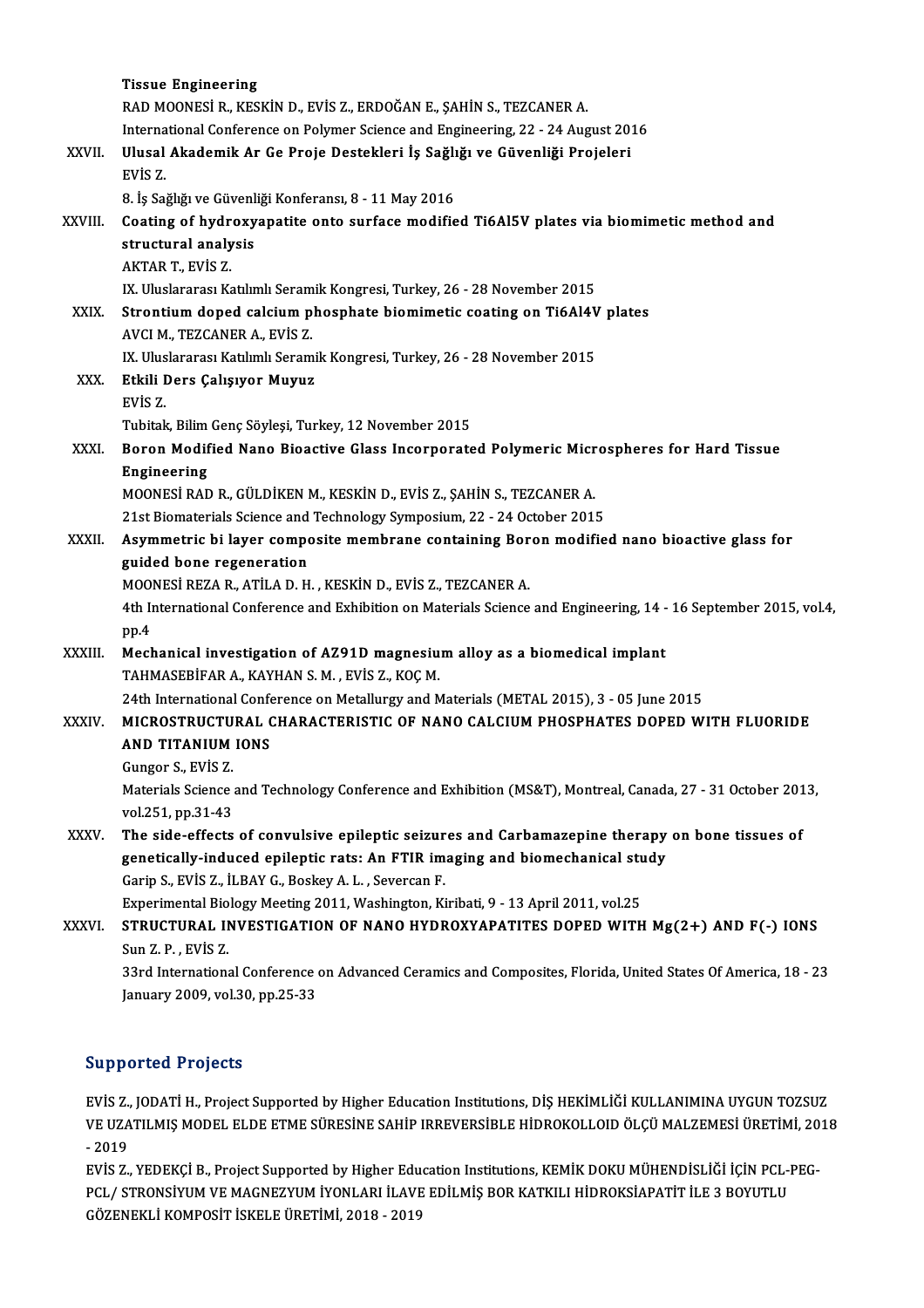**Tissue Engineering**
RAD MOONESİ R., KESKİN D., EVİS Z., ERDOĞAN E., ŞAHİN S., TEZCANER A.
International Conference on Polymer Science and Engineering, 22 - 24 August 2016

XXVII. **Ulusal Akademik Ar Ge Proje Destekleri İş Sağlığı ve Güvenliği Projeleri**
EVİS Z.
8. İş Sağlığı ve Güvenliği Konferansı, 8 - 11 May 2016

XXVIII. **Coating of hydroxyapatite onto surface modified Ti6Al5V plates via biomimetic method and structural analysis**
AKTAR T., EVİS Z.
IX. Uluslararası Katılımlı Seramik Kongresi, Turkey, 26 - 28 November 2015

XXIX. **Strontium doped calcium phosphate biomimetic coating on Ti6Al4V plates**
AVCI M., TEZCANER A., EVİS Z.
IX. Uluslararası Katılımlı Seramik Kongresi, Turkey, 26 - 28 November 2015

XXX. **Etkili Ders Çalışıyor Muyuz**
EVİS Z.
Tubitak, Bilim Genç Söyleşi, Turkey, 12 November 2015

XXXI. **Boron Modified Nano Bioactive Glass Incorporated Polymeric Microspheres for Hard Tissue Engineering**
MOONESİ RAD R., GÜLDİKEN M., KESKİN D., EVİS Z., ŞAHİN S., TEZCANER A.
21st Biomaterials Science and Technology Symposium, 22 - 24 October 2015

XXXII. **Asymmetric bi layer composite membrane containing Boron modified nano bioactive glass for guided bone regeneration**
MOONESİ REZA R., ATİLA D. H. , KESKİN D., EVİS Z., TEZCANER A.
4th International Conference and Exhibition on Materials Science and Engineering, 14 - 16 September 2015, vol.4, pp.4

XXXIII. **Mechanical investigation of AZ91D magnesium alloy as a biomedical implant**
TAHMASEBİFAR A., KAYHAN S. M. , EVİS Z., KOÇ M.
24th International Conference on Metallurgy and Materials (METAL 2015), 3 - 05 June 2015

XXXIV. **MICROSTRUCTURAL CHARACTERISTIC OF NANO CALCIUM PHOSPHATES DOPED WITH FLUORIDE AND TITANIUM IONS**
Gungor S., EVİS Z.
Materials Science and Technology Conference and Exhibition (MS&T), Montreal, Canada, 27 - 31 October 2013, vol.251, pp.31-43

XXXV. **The side-effects of convulsive epileptic seizures and Carbamazepine therapy on bone tissues of genetically-induced epileptic rats: An FTIR imaging and biomechanical study**
Garip S., EVİS Z., İLBAY G., Boskey A. L. , Severcan F.
Experimental Biology Meeting 2011, Washington, Kiribati, 9 - 13 April 2011, vol.25

XXXVI. **STRUCTURAL INVESTIGATION OF NANO HYDROXYAPATITES DOPED WITH Mg(2+) AND F(-) IONS**
Sun Z. P. , EVİS Z.
33rd International Conference on Advanced Ceramics and Composites, Florida, United States Of America, 18 - 23 January 2009, vol.30, pp.25-33

## Supported Projects

EVİS Z., JODATİ H., Project Supported by Higher Education Institutions, DİŞ HEKİMLİĞİ KULLANIMINA UYGUN TOZSUZ VE UZATILMIŞ MODEL ELDE ETME SÜRESİNE SAHİP IRREVERSİBLE HİDROKOLLOID ÖLÇÜ MALZEMESİ ÜRETİMİ, 2018 - 2019

EVİS Z., YEDEKÇİ B., Project Supported by Higher Education Institutions, KEMİK DOKU MÜHENDİSLİĞİ İÇİN PCL-PEG-PCL/ STRONSİYUM VE MAGNEZYUM İYONLARI İLAVE EDİLMİŞ BOR KATKILI HİDROKSİAPATİT İLE 3 BOYUTLU GÖZENEKLİ KOMPOSİT İSKELE ÜRETİMİ, 2018 - 2019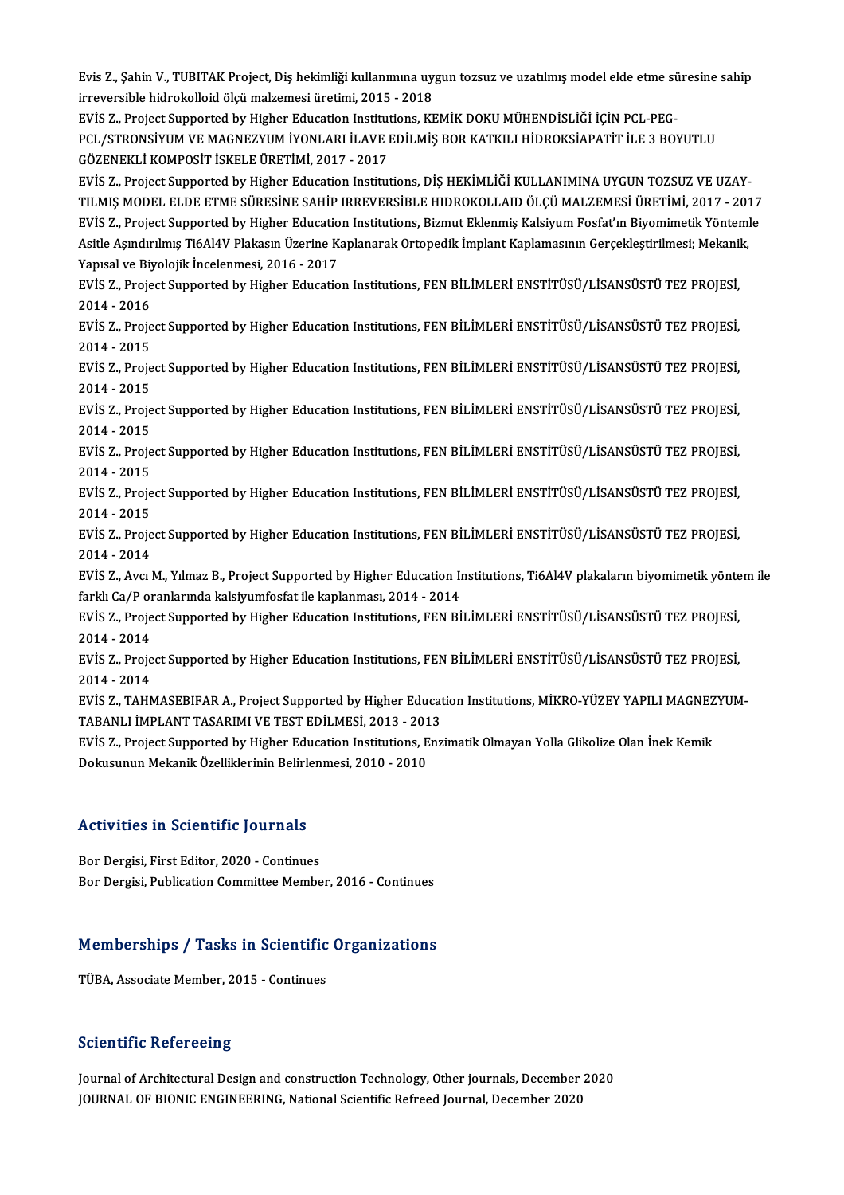Evis Z., Şahin V., TUBITAK Project, Diş hekimliği kullanımına uygun tozsuz ve uzatılmış model elde etme süresine sahip irreversible hidrokolloid ölçü malzemesi üretimi, 2015 - 2018

EVİS Z., Project Supported by Higher Education Institutions, KEMİK DOKU MÜHENDİSLİĞİ İÇİN PCL-PEG-PCL/STRONSİYUM VE MAGNEZYUM İYONLARI İLAVE EDİLMİŞ BOR KATKILI HİDROKSİAPATİT İLE 3 BOYUTLU GÖZENEKLİ KOMPOSİT İSKELE ÜRETİMİ, 2017 - 2017

EVİS Z., Project Supported by Higher Education Institutions, DİŞ HEKİMLİĞİ KULLANIMINA UYGUN TOZSUZ VE UZAY-TILMIŞ MODEL ELDE ETME SÜRESİNE SAHİP IRREVERSİBLE HIDROKOLLAID ÖLÇÜ MALZEMESİ ÜRETİMİ, 2017 - 2017

EVİS Z., Project Supported by Higher Education Institutions, Bizmut Eklenmiş Kalsiyum Fosfat'ın Biyomimetik Yöntemle Asitle Aşındırılmış Ti6Al4V Plakasın Üzerine Kaplanarak Ortopedik İmplant Kaplamasının Gerçekleştirilmesi; Mekanik, Yapısal ve Biyolojik İncelenmesi, 2016 - 2017

EVİS Z., Project Supported by Higher Education Institutions, FEN BİLİMLERİ ENSTİTÜSÜ/LİSANSÜSTÜ TEZ PROJESİ, 2014 - 2016

EVİS Z., Project Supported by Higher Education Institutions, FEN BİLİMLERİ ENSTİTÜSÜ/LİSANSÜSTÜ TEZ PROJESİ, 2014 - 2015

EVİS Z., Project Supported by Higher Education Institutions, FEN BİLİMLERİ ENSTİTÜSÜ/LİSANSÜSTÜ TEZ PROJESİ, 2014 - 2015

EVİS Z., Project Supported by Higher Education Institutions, FEN BİLİMLERİ ENSTİTÜSÜ/LİSANSÜSTÜ TEZ PROJESİ, 2014 - 2015

EVİS Z., Project Supported by Higher Education Institutions, FEN BİLİMLERİ ENSTİTÜSÜ/LİSANSÜSTÜ TEZ PROJESİ, 2014 - 2015

EVİS Z., Project Supported by Higher Education Institutions, FEN BİLİMLERİ ENSTİTÜSÜ/LİSANSÜSTÜ TEZ PROJESİ, 2014 - 2015

EVİS Z., Project Supported by Higher Education Institutions, FEN BİLİMLERİ ENSTİTÜSÜ/LİSANSÜSTÜ TEZ PROJESİ, 2014 - 2014

EVİS Z., Avcı M., Yılmaz B., Project Supported by Higher Education Institutions, Ti6Al4V plakaların biyomimetik yöntem ile farklı Ca/P oranlarında kalsiyumfosfat ile kaplanması, 2014 - 2014

EVİS Z., Project Supported by Higher Education Institutions, FEN BİLİMLERİ ENSTİTÜSÜ/LİSANSÜSTÜ TEZ PROJESİ, 2014 - 2014

EVİS Z., Project Supported by Higher Education Institutions, FEN BİLİMLERİ ENSTİTÜSÜ/LİSANSÜSTÜ TEZ PROJESİ, 2014 - 2014

EVİS Z., TAHMASEBIFAR A., Project Supported by Higher Education Institutions, MİKRO-YÜZEY YAPILI MAGNEZYUM-TABANLI İMPLANT TASARIMI VE TEST EDİLMESİ, 2013 - 2013

EVİS Z., Project Supported by Higher Education Institutions, Enzimatik Olmayan Yolla Glikolize Olan İnek Kemik Dokusunun Mekanik Özelliklerinin Belirlenmesi, 2010 - 2010

## Activities in Scientific Journals

Bor Dergisi, First Editor, 2020 - Continues

Bor Dergisi, Publication Committee Member, 2016 - Continues

## Memberships / Tasks in Scientific Organizations

TÜBA, Associate Member, 2015 - Continues

## Scientific Refereeing

Journal of Architectural Design and construction Technology, Other journals, December 2020

JOURNAL OF BIONIC ENGINEERING, National Scientific Refreed Journal, December 2020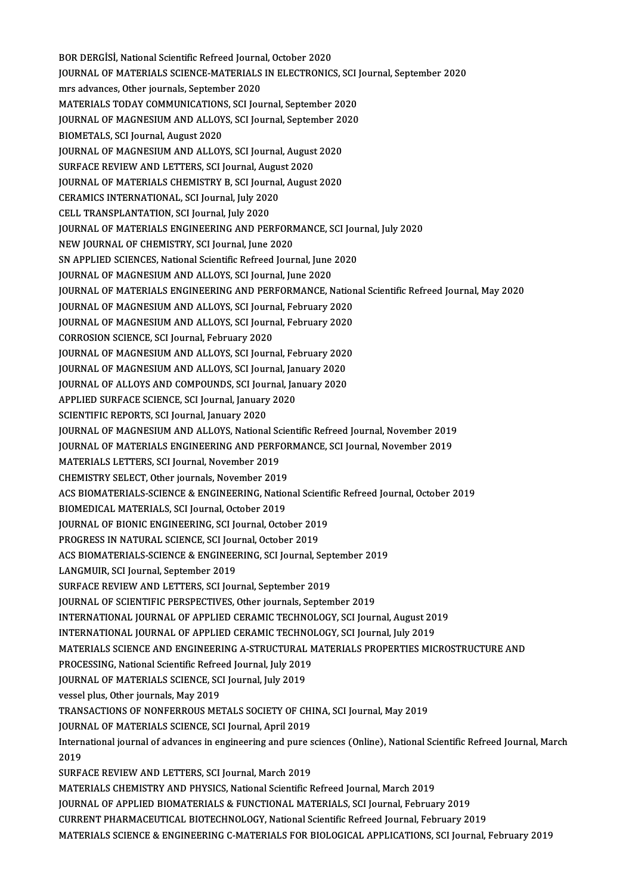BOR DERGİSİ, National Scientific Refreed Journal, October 2020
JOURNAL OF MATERIALS SCIENCE-MATERIALS IN ELECTRONICS, SCI Journal, September 2020
mrs advances, Other journals, September 2020
MATERIALS TODAY COMMUNICATIONS, SCI Journal, September 2020
JOURNAL OF MAGNESIUM AND ALLOYS, SCI Journal, September 2020
BIOMETALS, SCI Journal, August 2020
JOURNAL OF MAGNESIUM AND ALLOYS, SCI Journal, August 2020
SURFACE REVIEW AND LETTERS, SCI Journal, August 2020
JOURNAL OF MATERIALS CHEMISTRY B, SCI Journal, August 2020
CERAMICS INTERNATIONAL, SCI Journal, July 2020
CELL TRANSPLANTATION, SCI Journal, July 2020
JOURNAL OF MATERIALS ENGINEERING AND PERFORMANCE, SCI Journal, July 2020
NEW JOURNAL OF CHEMISTRY, SCI Journal, June 2020
SN APPLIED SCIENCES, National Scientific Refreed Journal, June 2020
JOURNAL OF MAGNESIUM AND ALLOYS, SCI Journal, June 2020
JOURNAL OF MATERIALS ENGINEERING AND PERFORMANCE, National Scientific Refreed Journal, May 2020
JOURNAL OF MAGNESIUM AND ALLOYS, SCI Journal, February 2020
JOURNAL OF MAGNESIUM AND ALLOYS, SCI Journal, February 2020
CORROSION SCIENCE, SCI Journal, February 2020
JOURNAL OF MAGNESIUM AND ALLOYS, SCI Journal, February 2020
JOURNAL OF MAGNESIUM AND ALLOYS, SCI Journal, January 2020
JOURNAL OF ALLOYS AND COMPOUNDS, SCI Journal, January 2020
APPLIED SURFACE SCIENCE, SCI Journal, January 2020
SCIENTIFIC REPORTS, SCI Journal, January 2020
JOURNAL OF MAGNESIUM AND ALLOYS, National Scientific Refreed Journal, November 2019
JOURNAL OF MATERIALS ENGINEERING AND PERFORMANCE, SCI Journal, November 2019
MATERIALS LETTERS, SCI Journal, November 2019
CHEMISTRY SELECT, Other journals, November 2019
ACS BIOMATERIALS-SCIENCE & ENGINEERING, National Scientific Refreed Journal, October 2019
BIOMEDICAL MATERIALS, SCI Journal, October 2019
JOURNAL OF BIONIC ENGINEERING, SCI Journal, October 2019
PROGRESS IN NATURAL SCIENCE, SCI Journal, October 2019
ACS BIOMATERIALS-SCIENCE & ENGINEERING, SCI Journal, September 2019
LANGMUIR, SCI Journal, September 2019
SURFACE REVIEW AND LETTERS, SCI Journal, September 2019
JOURNAL OF SCIENTIFIC PERSPECTIVES, Other journals, September 2019
INTERNATIONAL JOURNAL OF APPLIED CERAMIC TECHNOLOGY, SCI Journal, August 2019
INTERNATIONAL JOURNAL OF APPLIED CERAMIC TECHNOLOGY, SCI Journal, July 2019
MATERIALS SCIENCE AND ENGINEERING A-STRUCTURAL MATERIALS PROPERTIES MICROSTRUCTURE AND PROCESSING, National Scientific Refreed Journal, July 2019
JOURNAL OF MATERIALS SCIENCE, SCI Journal, July 2019
vessel plus, Other journals, May 2019
TRANSACTIONS OF NONFERROUS METALS SOCIETY OF CHINA, SCI Journal, May 2019
JOURNAL OF MATERIALS SCIENCE, SCI Journal, April 2019
International journal of advances in engineering and pure sciences (Online), National Scientific Refreed Journal, March 2019
SURFACE REVIEW AND LETTERS, SCI Journal, March 2019
MATERIALS CHEMISTRY AND PHYSICS, National Scientific Refreed Journal, March 2019
JOURNAL OF APPLIED BIOMATERIALS & FUNCTIONAL MATERIALS, SCI Journal, February 2019
CURRENT PHARMACEUTICAL BIOTECHNOLOGY, National Scientific Refreed Journal, February 2019
MATERIALS SCIENCE & ENGINEERING C-MATERIALS FOR BIOLOGICAL APPLICATIONS, SCI Journal, February 2019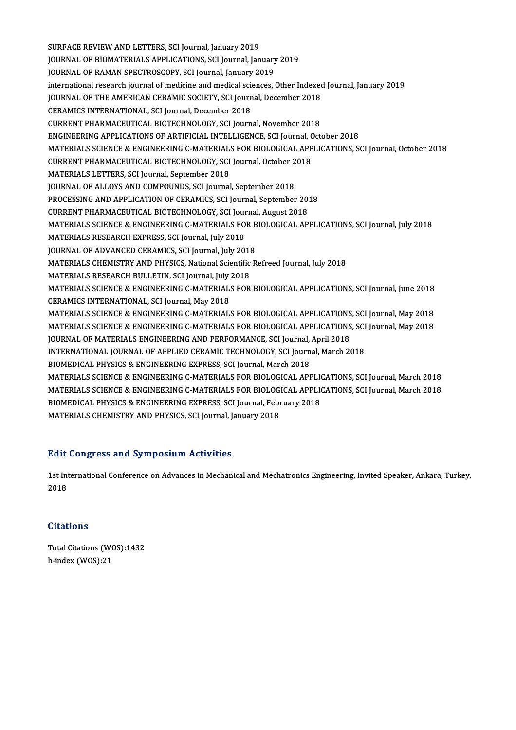SURFACE REVIEW AND LETTERS, SCI Journal, January 2019
JOURNAL OF BIOMATERIALS APPLICATIONS, SCI Journal, January 2019
JOURNAL OF RAMAN SPECTROSCOPY, SCI Journal, January 2019
international research journal of medicine and medical sciences, Other Indexed Journal, January 2019
JOURNAL OF THE AMERICAN CERAMIC SOCIETY, SCI Journal, December 2018
CERAMICS INTERNATIONAL, SCI Journal, December 2018
CURRENT PHARMACEUTICAL BIOTECHNOLOGY, SCI Journal, November 2018
ENGINEERING APPLICATIONS OF ARTIFICIAL INTELLIGENCE, SCI Journal, October 2018
MATERIALS SCIENCE & ENGINEERING C-MATERIALS FOR BIOLOGICAL APPLICATIONS, SCI Journal, October 2018
CURRENT PHARMACEUTICAL BIOTECHNOLOGY, SCI Journal, October 2018
MATERIALS LETTERS, SCI Journal, September 2018
JOURNAL OF ALLOYS AND COMPOUNDS, SCI Journal, September 2018
PROCESSING AND APPLICATION OF CERAMICS, SCI Journal, September 2018
CURRENT PHARMACEUTICAL BIOTECHNOLOGY, SCI Journal, August 2018
MATERIALS SCIENCE & ENGINEERING C-MATERIALS FOR BIOLOGICAL APPLICATIONS, SCI Journal, July 2018
MATERIALS RESEARCH EXPRESS, SCI Journal, July 2018
JOURNAL OF ADVANCED CERAMICS, SCI Journal, July 2018
MATERIALS CHEMISTRY AND PHYSICS, National Scientific Refreed Journal, July 2018
MATERIALS RESEARCH BULLETIN, SCI Journal, July 2018
MATERIALS SCIENCE & ENGINEERING C-MATERIALS FOR BIOLOGICAL APPLICATIONS, SCI Journal, June 2018
CERAMICS INTERNATIONAL, SCI Journal, May 2018
MATERIALS SCIENCE & ENGINEERING C-MATERIALS FOR BIOLOGICAL APPLICATIONS, SCI Journal, May 2018
MATERIALS SCIENCE & ENGINEERING C-MATERIALS FOR BIOLOGICAL APPLICATIONS, SCI Journal, May 2018
JOURNAL OF MATERIALS ENGINEERING AND PERFORMANCE, SCI Journal, April 2018
INTERNATIONAL JOURNAL OF APPLIED CERAMIC TECHNOLOGY, SCI Journal, March 2018
BIOMEDICAL PHYSICS & ENGINEERING EXPRESS, SCI Journal, March 2018
MATERIALS SCIENCE & ENGINEERING C-MATERIALS FOR BIOLOGICAL APPLICATIONS, SCI Journal, March 2018
MATERIALS SCIENCE & ENGINEERING C-MATERIALS FOR BIOLOGICAL APPLICATIONS, SCI Journal, March 2018
BIOMEDICAL PHYSICS & ENGINEERING EXPRESS, SCI Journal, February 2018
MATERIALS CHEMISTRY AND PHYSICS, SCI Journal, January 2018

## Edit Congress and Symposium Activities

1st International Conference on Advances in Mechanical and Mechatronics Engineering, Invited Speaker, Ankara, Turkey, 2018

## Citations

Total Citations (WOS):1432
h-index (WOS):21